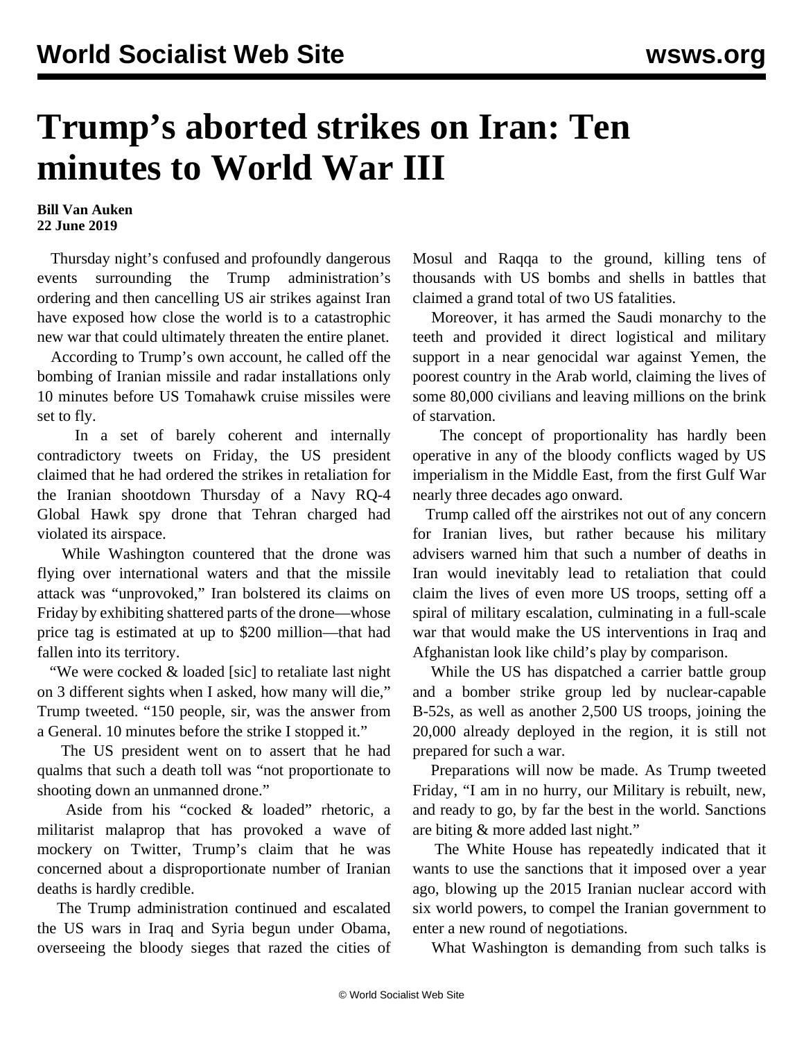# Trump's aborted strikes on Iran: Ten minutes to World War III

**Bill Van Auken**
**22 June 2019**

Thursday night's confused and profoundly dangerous events surrounding the Trump administration's ordering and then cancelling US air strikes against Iran have exposed how close the world is to a catastrophic new war that could ultimately threaten the entire planet.

According to Trump's own account, he called off the bombing of Iranian missile and radar installations only 10 minutes before US Tomahawk cruise missiles were set to fly.

In a set of barely coherent and internally contradictory tweets on Friday, the US president claimed that he had ordered the strikes in retaliation for the Iranian shootdown Thursday of a Navy RQ-4 Global Hawk spy drone that Tehran charged had violated its airspace.

While Washington countered that the drone was flying over international waters and that the missile attack was "unprovoked," Iran bolstered its claims on Friday by exhibiting shattered parts of the drone—whose price tag is estimated at up to $200 million—that had fallen into its territory.

"We were cocked & loaded [sic] to retaliate last night on 3 different sights when I asked, how many will die," Trump tweeted. "150 people, sir, was the answer from a General. 10 minutes before the strike I stopped it."

The US president went on to assert that he had qualms that such a death toll was "not proportionate to shooting down an unmanned drone."

Aside from his "cocked & loaded" rhetoric, a militarist malaprop that has provoked a wave of mockery on Twitter, Trump's claim that he was concerned about a disproportionate number of Iranian deaths is hardly credible.

The Trump administration continued and escalated the US wars in Iraq and Syria begun under Obama, overseeing the bloody sieges that razed the cities of Mosul and Raqqa to the ground, killing tens of thousands with US bombs and shells in battles that claimed a grand total of two US fatalities.

Moreover, it has armed the Saudi monarchy to the teeth and provided it direct logistical and military support in a near genocidal war against Yemen, the poorest country in the Arab world, claiming the lives of some 80,000 civilians and leaving millions on the brink of starvation.

The concept of proportionality has hardly been operative in any of the bloody conflicts waged by US imperialism in the Middle East, from the first Gulf War nearly three decades ago onward.

Trump called off the airstrikes not out of any concern for Iranian lives, but rather because his military advisers warned him that such a number of deaths in Iran would inevitably lead to retaliation that could claim the lives of even more US troops, setting off a spiral of military escalation, culminating in a full-scale war that would make the US interventions in Iraq and Afghanistan look like child's play by comparison.

While the US has dispatched a carrier battle group and a bomber strike group led by nuclear-capable B-52s, as well as another 2,500 US troops, joining the 20,000 already deployed in the region, it is still not prepared for such a war.

Preparations will now be made. As Trump tweeted Friday, "I am in no hurry, our Military is rebuilt, new, and ready to go, by far the best in the world. Sanctions are biting & more added last night."

The White House has repeatedly indicated that it wants to use the sanctions that it imposed over a year ago, blowing up the 2015 Iranian nuclear accord with six world powers, to compel the Iranian government to enter a new round of negotiations.

What Washington is demanding from such talks is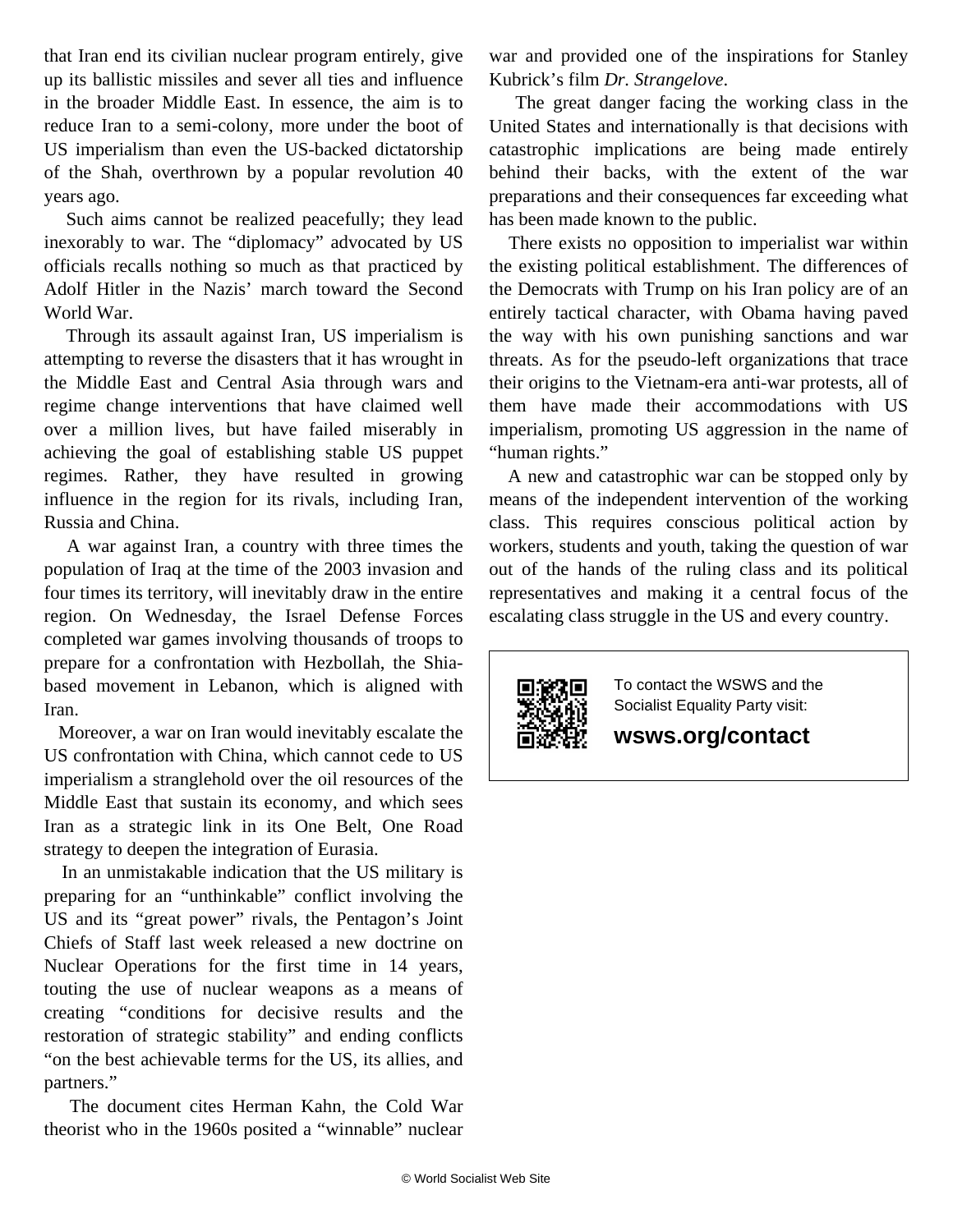that Iran end its civilian nuclear program entirely, give up its ballistic missiles and sever all ties and influence in the broader Middle East. In essence, the aim is to reduce Iran to a semi-colony, more under the boot of US imperialism than even the US-backed dictatorship of the Shah, overthrown by a popular revolution 40 years ago.

Such aims cannot be realized peacefully; they lead inexorably to war. The "diplomacy" advocated by US officials recalls nothing so much as that practiced by Adolf Hitler in the Nazis' march toward the Second World War.

Through its assault against Iran, US imperialism is attempting to reverse the disasters that it has wrought in the Middle East and Central Asia through wars and regime change interventions that have claimed well over a million lives, but have failed miserably in achieving the goal of establishing stable US puppet regimes. Rather, they have resulted in growing influence in the region for its rivals, including Iran, Russia and China.

A war against Iran, a country with three times the population of Iraq at the time of the 2003 invasion and four times its territory, will inevitably draw in the entire region. On Wednesday, the Israel Defense Forces completed war games involving thousands of troops to prepare for a confrontation with Hezbollah, the Shia-based movement in Lebanon, which is aligned with Iran.

Moreover, a war on Iran would inevitably escalate the US confrontation with China, which cannot cede to US imperialism a stranglehold over the oil resources of the Middle East that sustain its economy, and which sees Iran as a strategic link in its One Belt, One Road strategy to deepen the integration of Eurasia.

In an unmistakable indication that the US military is preparing for an "unthinkable" conflict involving the US and its "great power" rivals, the Pentagon's Joint Chiefs of Staff last week released a new doctrine on Nuclear Operations for the first time in 14 years, touting the use of nuclear weapons as a means of creating "conditions for decisive results and the restoration of strategic stability" and ending conflicts "on the best achievable terms for the US, its allies, and partners."

The document cites Herman Kahn, the Cold War theorist who in the 1960s posited a "winnable" nuclear war and provided one of the inspirations for Stanley Kubrick's film *Dr. Strangelove*.

The great danger facing the working class in the United States and internationally is that decisions with catastrophic implications are being made entirely behind their backs, with the extent of the war preparations and their consequences far exceeding what has been made known to the public.

There exists no opposition to imperialist war within the existing political establishment. The differences of the Democrats with Trump on his Iran policy are of an entirely tactical character, with Obama having paved the way with his own punishing sanctions and war threats. As for the pseudo-left organizations that trace their origins to the Vietnam-era anti-war protests, all of them have made their accommodations with US imperialism, promoting US aggression in the name of "human rights."

A new and catastrophic war can be stopped only by means of the independent intervention of the working class. This requires conscious political action by workers, students and youth, taking the question of war out of the hands of the ruling class and its political representatives and making it a central focus of the escalating class struggle in the US and every country.

To contact the WSWS and the Socialist Equality Party visit:

**wsws.org/contact**